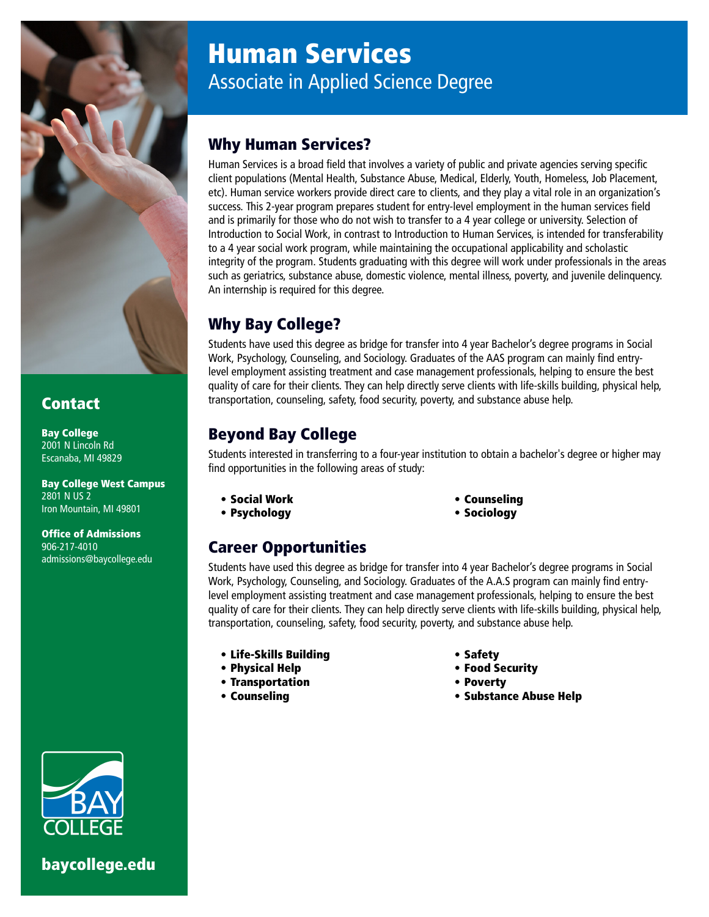# Human Services

Associate in Applied Science Degree

## Why Human Services?

Human Services is a broad field that involves a variety of public and private agencies serving specific client populations (Mental Health, Substance Abuse, Medical, Elderly, Youth, Homeless, Job Placement, etc). Human service workers provide direct care to clients, and they play a vital role in an organization's success. This 2-year program prepares student for entry-level employment in the human services field and is primarily for those who do not wish to transfer to a 4 year college or university. Selection of Introduction to Social Work, in contrast to Introduction to Human Services, is intended for transferability to a 4 year social work program, while maintaining the occupational applicability and scholastic integrity of the program. Students graduating with this degree will work under professionals in the areas such as geriatrics, substance abuse, domestic violence, mental illness, poverty, and juvenile delinquency. An internship is required for this degree.

## Why Bay College?

Students have used this degree as bridge for transfer into 4 year Bachelor's degree programs in Social Work, Psychology, Counseling, and Sociology. Graduates of the AAS program can mainly find entry-level employment assisting treatment and case management professionals, helping to ensure the best quality of care for their clients. They can help directly serve clients with life-skills building, physical help, transportation, counseling, safety, food security, poverty, and substance abuse help.

## Beyond Bay College

Students interested in transferring to a four-year institution to obtain a bachelor's degree or higher may find opportunities in the following areas of study:

- **Social Work**
- **Psychology**
- **Counseling**
- **Sociology**

## Career Opportunities

Students have used this degree as bridge for transfer into 4 year Bachelor's degree programs in Social Work, Psychology, Counseling, and Sociology. Graduates of the A.A.S program can mainly find entry-level employment assisting treatment and case management professionals, helping to ensure the best quality of care for their clients. They can help directly serve clients with life-skills building, physical help, transportation, counseling, safety, food security, poverty, and substance abuse help.

- **Life-Skills Building**
- **Physical Help**
- **Transportation**
- **Counseling**
- **Safety**
- **Food Security**
- **Poverty**
- **Substance Abuse Help**

## Contact

**Bay College**
2001 N Lincoln Rd
Escanaba, MI 49829

**Bay College West Campus**
2801 N US 2
Iron Mountain, MI 49801

**Office of Admissions**
906-217-4010
admissions@baycollege.edu

**baycollege.edu**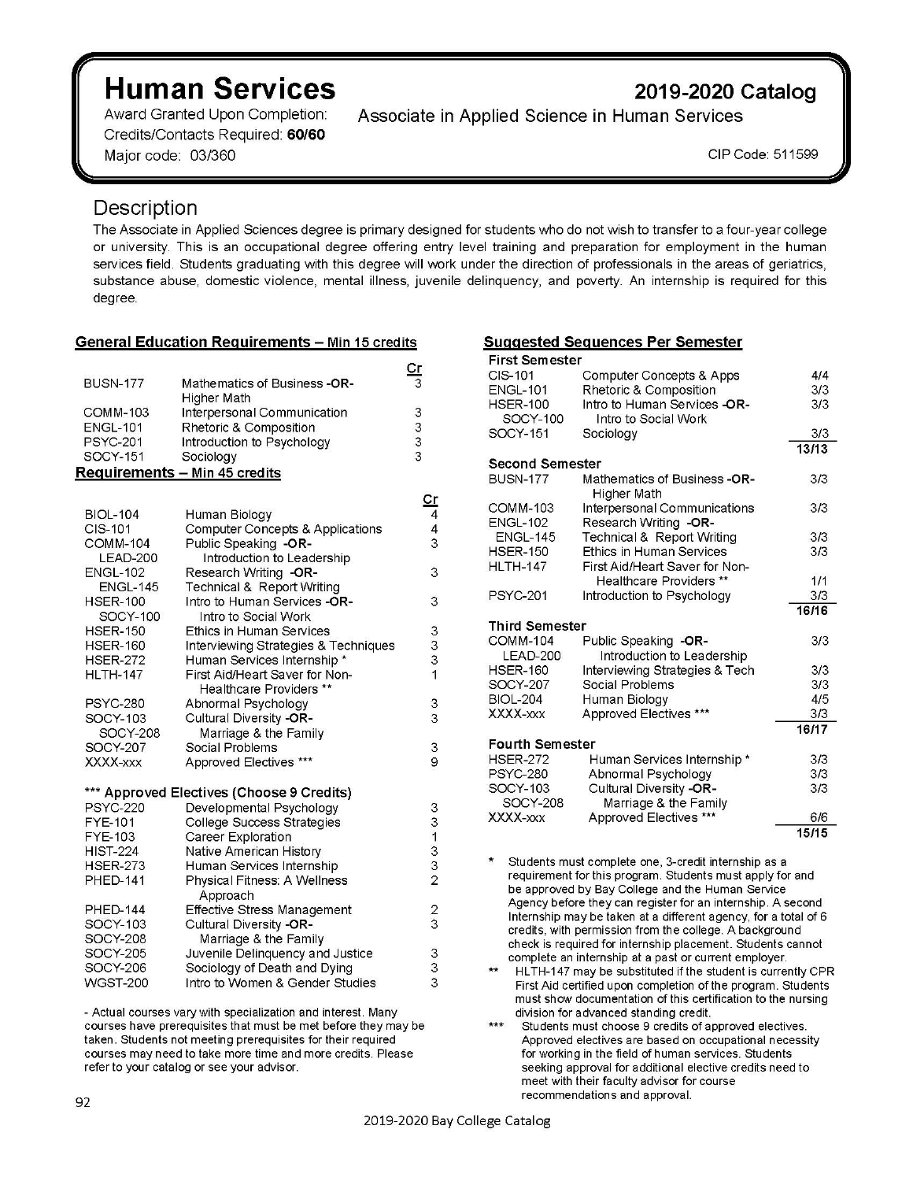# Human Services

## 2019-2020 Catalog

Award Granted Upon Completion: Associate in Applied Science in Human Services

Credits/Contacts Required: **60/60**

Major code: 03/360

CIP Code: 511599

## Description

The Associate in Applied Sciences degree is primary designed for students who do not wish to transfer to a four-year college or university. This is an occupational degree offering entry level training and preparation for employment in the human services field. Students graduating with this degree will work under the direction of professionals in the areas of geriatrics, substance abuse, domestic violence, mental illness, juvenile delinquency, and poverty. An internship is required for this degree.

### General Education Requirements – Min 15 credits

| | | Cr |
|---|---|---|
| BUSN-177 | Mathematics of Business **-OR-** Higher Math | 3 |
| COMM-103 | Interpersonal Communication | 3 |
| ENGL-101 | Rhetoric & Composition | 3 |
| PSYC-201 | Introduction to Psychology | 3 |
| SOCY-151 | Sociology | 3 |

### Requirements – Min 45 credits

| | | Cr |
|---|---|---|
| BIOL-104 | Human Biology | 4 |
| CIS-101 | Computer Concepts & Applications | 4 |
| COMM-104 **-OR-** LEAD-200 | Public Speaking **-OR-** Introduction to Leadership | 3 |
| ENGL-102 **-OR-** ENGL-145 | Research Writing **-OR-** Technical & Report Writing | 3 |
| HSER-100 **-OR-** SOCY-100 | Intro to Human Services **-OR-** Intro to Social Work | 3 |
| HSER-150 | Ethics in Human Services | 3 |
| HSER-160 | Interviewing Strategies & Techniques | 3 |
| HSER-272 | Human Services Internship * | 3 |
| HLTH-147 | First Aid/Heart Saver for Non-Healthcare Providers ** | 1 |
| PSYC-280 | Abnormal Psychology | 3 |
| SOCY-103 **-OR-** SOCY-208 | Cultural Diversity **-OR-** Marriage & the Family | 3 |
| SOCY-207 | Social Problems | 3 |
| XXXX-xxx | Approved Electives *** | 9 |

### *** Approved Electives (Choose 9 Credits)

| | | |
|---|---|---|
| PSYC-220 | Developmental Psychology | 3 |
| FYE-101 | College Success Strategies | 3 |
| FYE-103 | Career Exploration | 1 |
| HIST-224 | Native American History | 3 |
| HSER-273 | Human Services Internship | 3 |
| PHED-141 | Physical Fitness: A Wellness Approach | 2 |
| PHED-144 | Effective Stress Management | 2 |
| SOCY-103 **-OR-** SOCY-208 | Cultural Diversity **-OR-** Marriage & the Family | 3 |
| SOCY-205 | Juvenile Delinquency and Justice | 3 |
| SOCY-206 | Sociology of Death and Dying | 3 |
| WGST-200 | Intro to Women & Gender Studies | 3 |

- Actual courses vary with specialization and interest. Many courses have prerequisites that must be met before they may be taken. Students not meeting prerequisites for their required courses may need to take more time and more credits. Please refer to your catalog or see your advisor.

### Suggested Sequences Per Semester

**First Semester**

| | | |
|---|---|---|
| CIS-101 | Computer Concepts & Apps | 4/4 |
| ENGL-101 | Rhetoric & Composition | 3/3 |
| HSER-100 **-OR-** SOCY-100 | Intro to Human Services **-OR-** Intro to Social Work | 3/3 |
| SOCY-151 | Sociology | 3/3 |
| | | **13/13** |

**Second Semester**

| | | |
|---|---|---|
| BUSN-177 | Mathematics of Business **-OR-** Higher Math | 3/3 |
| COMM-103 | Interpersonal Communications | 3/3 |
| ENGL-102 **-OR-** ENGL-145 | Research Writing **-OR-** Technical & Report Writing | 3/3 |
| HSER-150 | Ethics in Human Services | 3/3 |
| HLTH-147 | First Aid/Heart Saver for Non-Healthcare Providers ** | 1/1 |
| PSYC-201 | Introduction to Psychology | 3/3 |
| | | **16/16** |

**Third Semester**

| | | |
|---|---|---|
| COMM-104 **-OR-** LEAD-200 | Public Speaking **-OR-** Introduction to Leadership | 3/3 |
| HSER-160 | Interviewing Strategies & Tech | 3/3 |
| SOCY-207 | Social Problems | 3/3 |
| BIOL-204 | Human Biology | 4/5 |
| XXXX-xxx | Approved Electives *** | 3/3 |
| | | **16/17** |

**Fourth Semester**

| | | |
|---|---|---|
| HSER-272 | Human Services Internship * | 3/3 |
| PSYC-280 | Abnormal Psychology | 3/3 |
| SOCY-103 **-OR-** SOCY-208 | Cultural Diversity **-OR-** Marriage & the Family | 3/3 |
| XXXX-xxx | Approved Electives *** | 6/6 |
| | | **15/15** |

\* Students must complete one, 3-credit internship as a requirement for this program. Students must apply for and be approved by Bay College and the Human Service Agency before they can register for an internship. A second Internship may be taken at a different agency, for a total of 6 credits, with permission from the college. A background check is required for internship placement. Students cannot complete an internship at a past or current employer.

** HLTH-147 may be substituted if the student is currently CPR First Aid certified upon completion of the program. Students must show documentation of this certification to the nursing division for advanced standing credit.

*** Students must choose 9 credits of approved electives. Approved electives are based on occupational necessity for working in the field of human services. Students seeking approval for additional elective credits need to meet with their faculty advisor for course recommendations and approval.